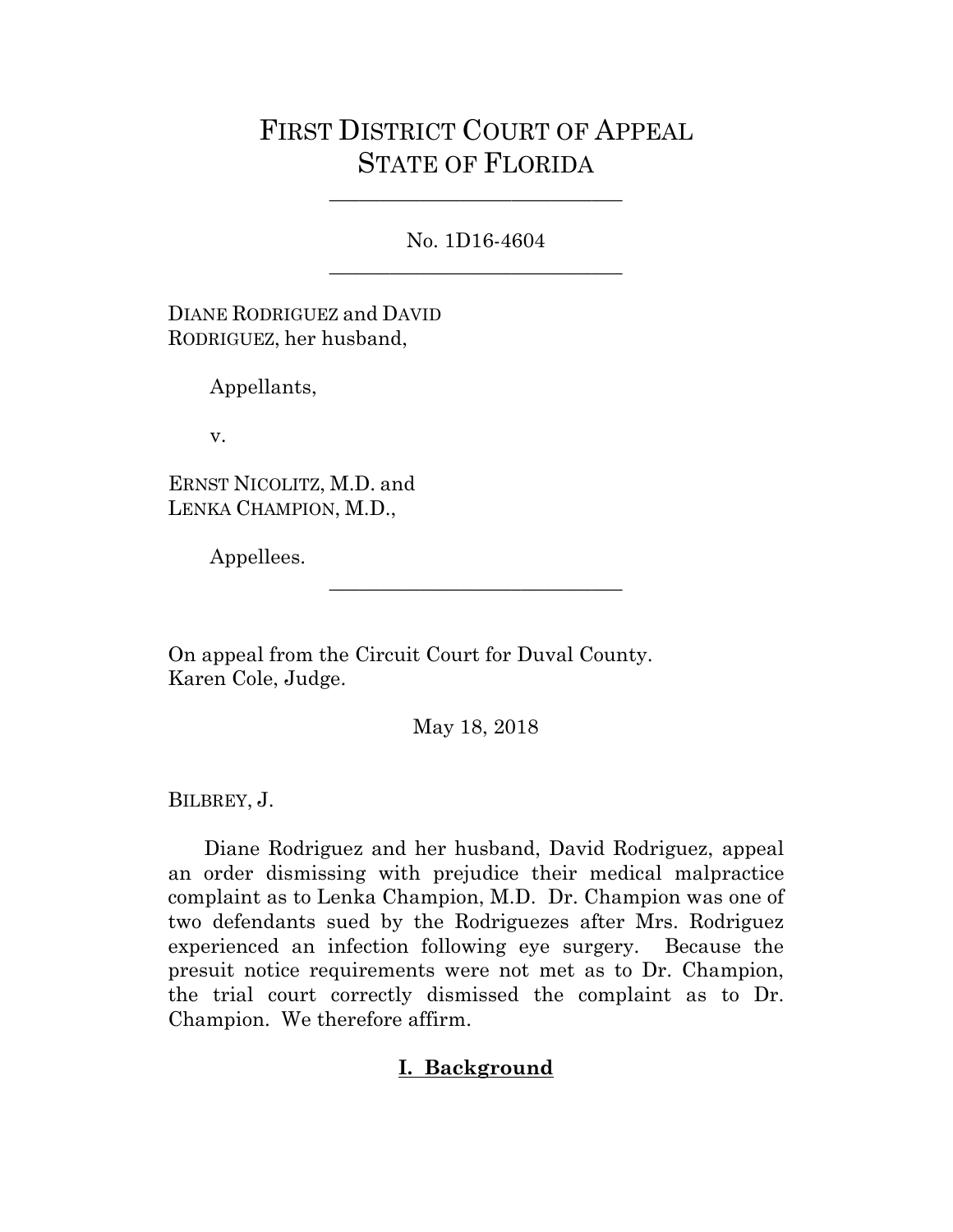# FIRST DISTRICT COURT OF APPEAL
# STATE OF FLORIDA

---

No. 1D16-4604

---

DIANE RODRIGUEZ and DAVID RODRIGUEZ, her husband,

Appellants,

v.

ERNST NICOLITZ, M.D. and LENKA CHAMPION, M.D.,

Appellees.

---

On appeal from the Circuit Court for Duval County.
Karen Cole, Judge.

May 18, 2018

BILBREY, J.

Diane Rodriguez and her husband, David Rodriguez, appeal an order dismissing with prejudice their medical malpractice complaint as to Lenka Champion, M.D. Dr. Champion was one of two defendants sued by the Rodriguezes after Mrs. Rodriguez experienced an infection following eye surgery. Because the presuit notice requirements were not met as to Dr. Champion, the trial court correctly dismissed the complaint as to Dr. Champion. We therefore affirm.

## I. Background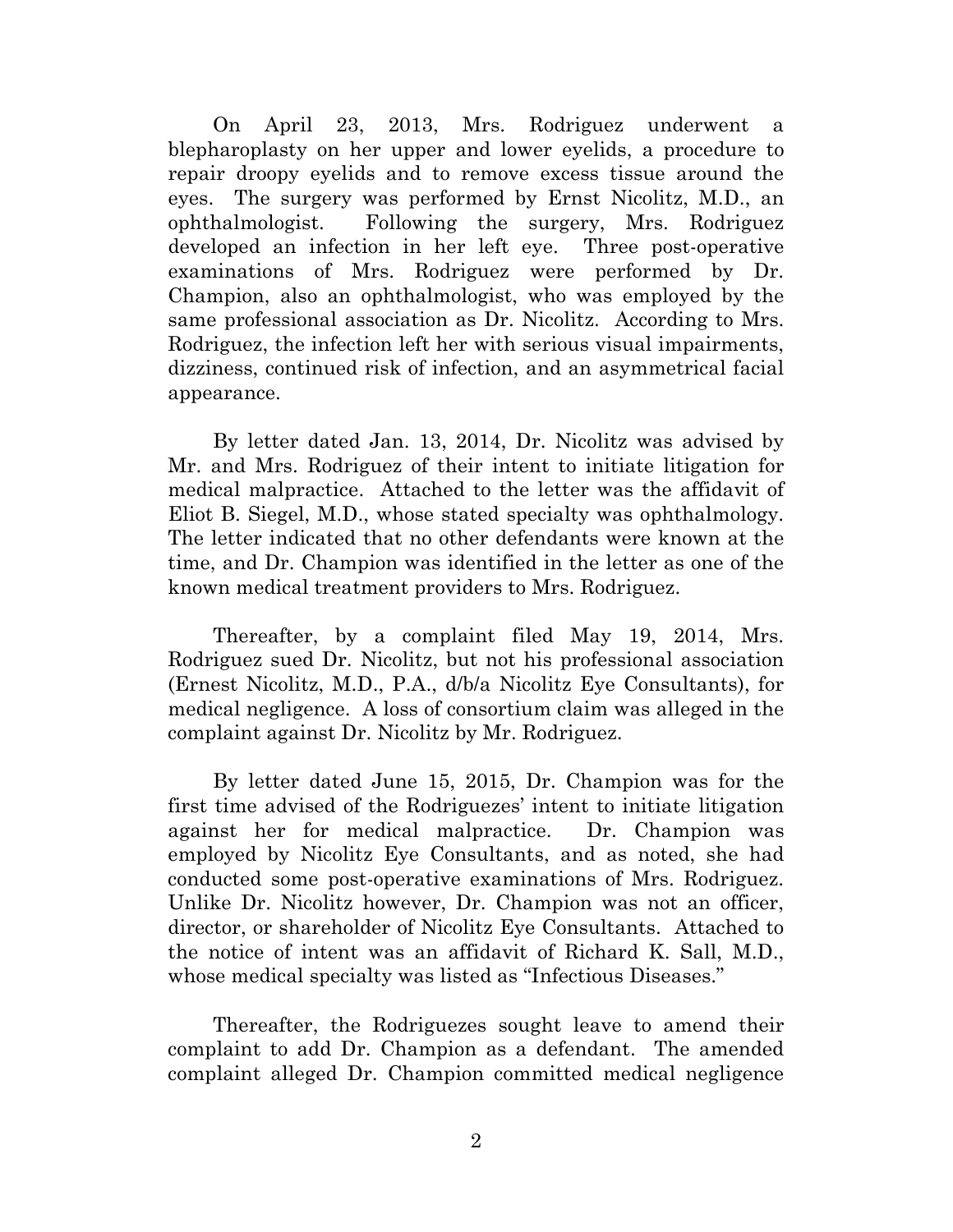On April 23, 2013, Mrs. Rodriguez underwent a blepharoplasty on her upper and lower eyelids, a procedure to repair droopy eyelids and to remove excess tissue around the eyes. The surgery was performed by Ernst Nicolitz, M.D., an ophthalmologist. Following the surgery, Mrs. Rodriguez developed an infection in her left eye. Three post-operative examinations of Mrs. Rodriguez were performed by Dr. Champion, also an ophthalmologist, who was employed by the same professional association as Dr. Nicolitz. According to Mrs. Rodriguez, the infection left her with serious visual impairments, dizziness, continued risk of infection, and an asymmetrical facial appearance.

By letter dated Jan. 13, 2014, Dr. Nicolitz was advised by Mr. and Mrs. Rodriguez of their intent to initiate litigation for medical malpractice. Attached to the letter was the affidavit of Eliot B. Siegel, M.D., whose stated specialty was ophthalmology. The letter indicated that no other defendants were known at the time, and Dr. Champion was identified in the letter as one of the known medical treatment providers to Mrs. Rodriguez.

Thereafter, by a complaint filed May 19, 2014, Mrs. Rodriguez sued Dr. Nicolitz, but not his professional association (Ernest Nicolitz, M.D., P.A., d/b/a Nicolitz Eye Consultants), for medical negligence. A loss of consortium claim was alleged in the complaint against Dr. Nicolitz by Mr. Rodriguez.

By letter dated June 15, 2015, Dr. Champion was for the first time advised of the Rodriguezes' intent to initiate litigation against her for medical malpractice. Dr. Champion was employed by Nicolitz Eye Consultants, and as noted, she had conducted some post-operative examinations of Mrs. Rodriguez. Unlike Dr. Nicolitz however, Dr. Champion was not an officer, director, or shareholder of Nicolitz Eye Consultants. Attached to the notice of intent was an affidavit of Richard K. Sall, M.D., whose medical specialty was listed as "Infectious Diseases."

Thereafter, the Rodriguezes sought leave to amend their complaint to add Dr. Champion as a defendant. The amended complaint alleged Dr. Champion committed medical negligence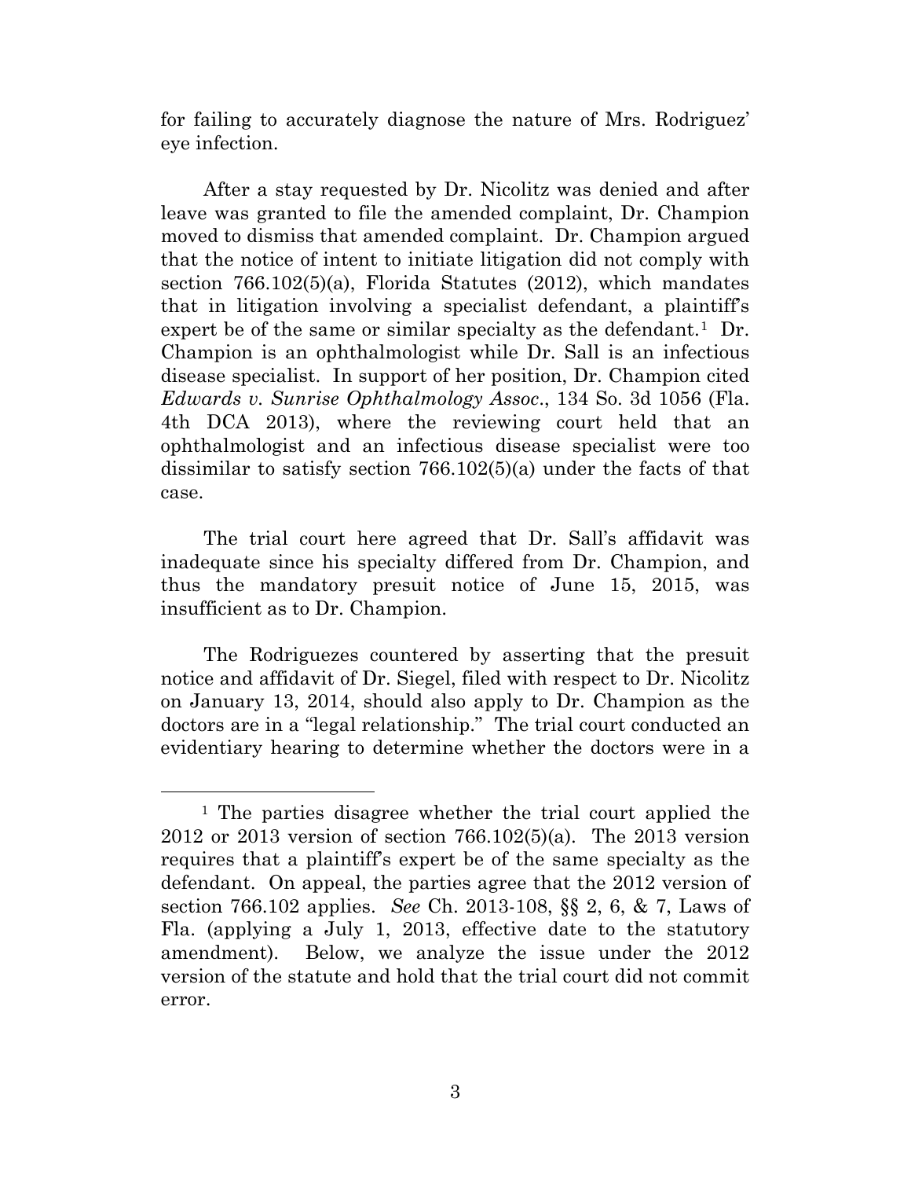for failing to accurately diagnose the nature of Mrs. Rodriguez' eye infection.

After a stay requested by Dr. Nicolitz was denied and after leave was granted to file the amended complaint, Dr. Champion moved to dismiss that amended complaint. Dr. Champion argued that the notice of intent to initiate litigation did not comply with section 766.102(5)(a), Florida Statutes (2012), which mandates that in litigation involving a specialist defendant, a plaintiff's expert be of the same or similar specialty as the defendant.[1] Dr. Champion is an ophthalmologist while Dr. Sall is an infectious disease specialist. In support of her position, Dr. Champion cited *Edwards v. Sunrise Ophthalmology Assoc.*, 134 So. 3d 1056 (Fla. 4th DCA 2013), where the reviewing court held that an ophthalmologist and an infectious disease specialist were too dissimilar to satisfy section 766.102(5)(a) under the facts of that case.

The trial court here agreed that Dr. Sall's affidavit was inadequate since his specialty differed from Dr. Champion, and thus the mandatory presuit notice of June 15, 2015, was insufficient as to Dr. Champion.

The Rodriguezes countered by asserting that the presuit notice and affidavit of Dr. Siegel, filed with respect to Dr. Nicolitz on January 13, 2014, should also apply to Dr. Champion as the doctors are in a "legal relationship." The trial court conducted an evidentiary hearing to determine whether the doctors were in a

---

[1] The parties disagree whether the trial court applied the 2012 or 2013 version of section 766.102(5)(a). The 2013 version requires that a plaintiff's expert be of the same specialty as the defendant. On appeal, the parties agree that the 2012 version of section 766.102 applies. *See* Ch. 2013-108, §§ 2, 6, & 7, Laws of Fla. (applying a July 1, 2013, effective date to the statutory amendment). Below, we analyze the issue under the 2012 version of the statute and hold that the trial court did not commit error.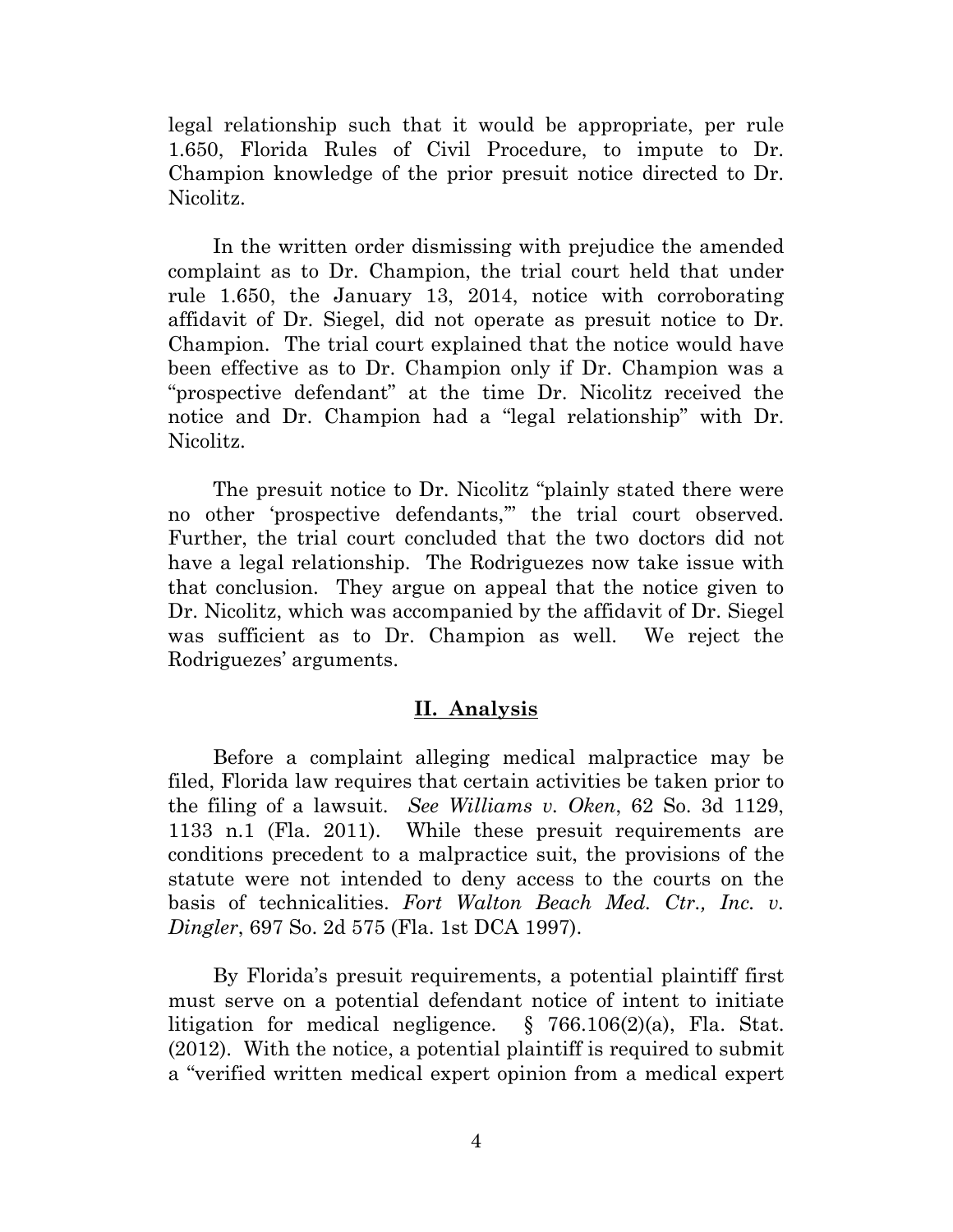legal relationship such that it would be appropriate, per rule 1.650, Florida Rules of Civil Procedure, to impute to Dr. Champion knowledge of the prior presuit notice directed to Dr. Nicolitz.

In the written order dismissing with prejudice the amended complaint as to Dr. Champion, the trial court held that under rule 1.650, the January 13, 2014, notice with corroborating affidavit of Dr. Siegel, did not operate as presuit notice to Dr. Champion. The trial court explained that the notice would have been effective as to Dr. Champion only if Dr. Champion was a "prospective defendant" at the time Dr. Nicolitz received the notice and Dr. Champion had a "legal relationship" with Dr. Nicolitz.

The presuit notice to Dr. Nicolitz "plainly stated there were no other 'prospective defendants,'" the trial court observed. Further, the trial court concluded that the two doctors did not have a legal relationship. The Rodriguezes now take issue with that conclusion. They argue on appeal that the notice given to Dr. Nicolitz, which was accompanied by the affidavit of Dr. Siegel was sufficient as to Dr. Champion as well. We reject the Rodriguezes' arguments.

## II. Analysis

Before a complaint alleging medical malpractice may be filed, Florida law requires that certain activities be taken prior to the filing of a lawsuit. *See Williams v. Oken*, 62 So. 3d 1129, 1133 n.1 (Fla. 2011). While these presuit requirements are conditions precedent to a malpractice suit, the provisions of the statute were not intended to deny access to the courts on the basis of technicalities. *Fort Walton Beach Med. Ctr., Inc. v. Dingler*, 697 So. 2d 575 (Fla. 1st DCA 1997).

By Florida's presuit requirements, a potential plaintiff first must serve on a potential defendant notice of intent to initiate litigation for medical negligence. § 766.106(2)(a), Fla. Stat. (2012). With the notice, a potential plaintiff is required to submit a "verified written medical expert opinion from a medical expert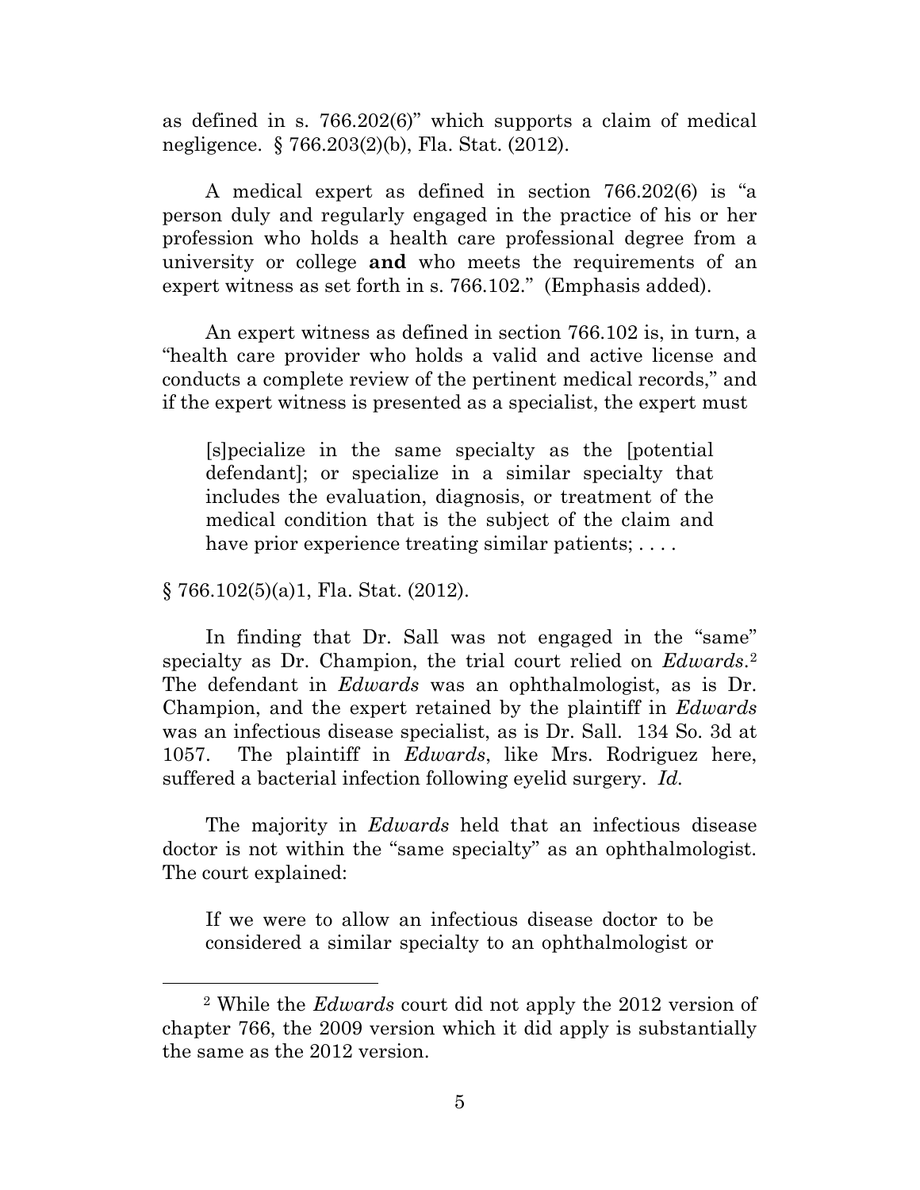as defined in s. 766.202(6)" which supports a claim of medical negligence. § 766.203(2)(b), Fla. Stat. (2012).

A medical expert as defined in section 766.202(6) is "a person duly and regularly engaged in the practice of his or her profession who holds a health care professional degree from a university or college **and** who meets the requirements of an expert witness as set forth in s. 766.102." (Emphasis added).

An expert witness as defined in section 766.102 is, in turn, a "health care provider who holds a valid and active license and conducts a complete review of the pertinent medical records," and if the expert witness is presented as a specialist, the expert must

> [s]pecialize in the same specialty as the [potential defendant]; or specialize in a similar specialty that includes the evaluation, diagnosis, or treatment of the medical condition that is the subject of the claim and have prior experience treating similar patients; . . . .

§ 766.102(5)(a)1, Fla. Stat. (2012).

In finding that Dr. Sall was not engaged in the "same" specialty as Dr. Champion, the trial court relied on *Edwards*.[2] The defendant in *Edwards* was an ophthalmologist, as is Dr. Champion, and the expert retained by the plaintiff in *Edwards* was an infectious disease specialist, as is Dr. Sall. 134 So. 3d at 1057. The plaintiff in *Edwards*, like Mrs. Rodriguez here, suffered a bacterial infection following eyelid surgery. *Id.*

The majority in *Edwards* held that an infectious disease doctor is not within the "same specialty" as an ophthalmologist. The court explained:

> If we were to allow an infectious disease doctor to be considered a similar specialty to an ophthalmologist or

[2] While the *Edwards* court did not apply the 2012 version of chapter 766, the 2009 version which it did apply is substantially the same as the 2012 version.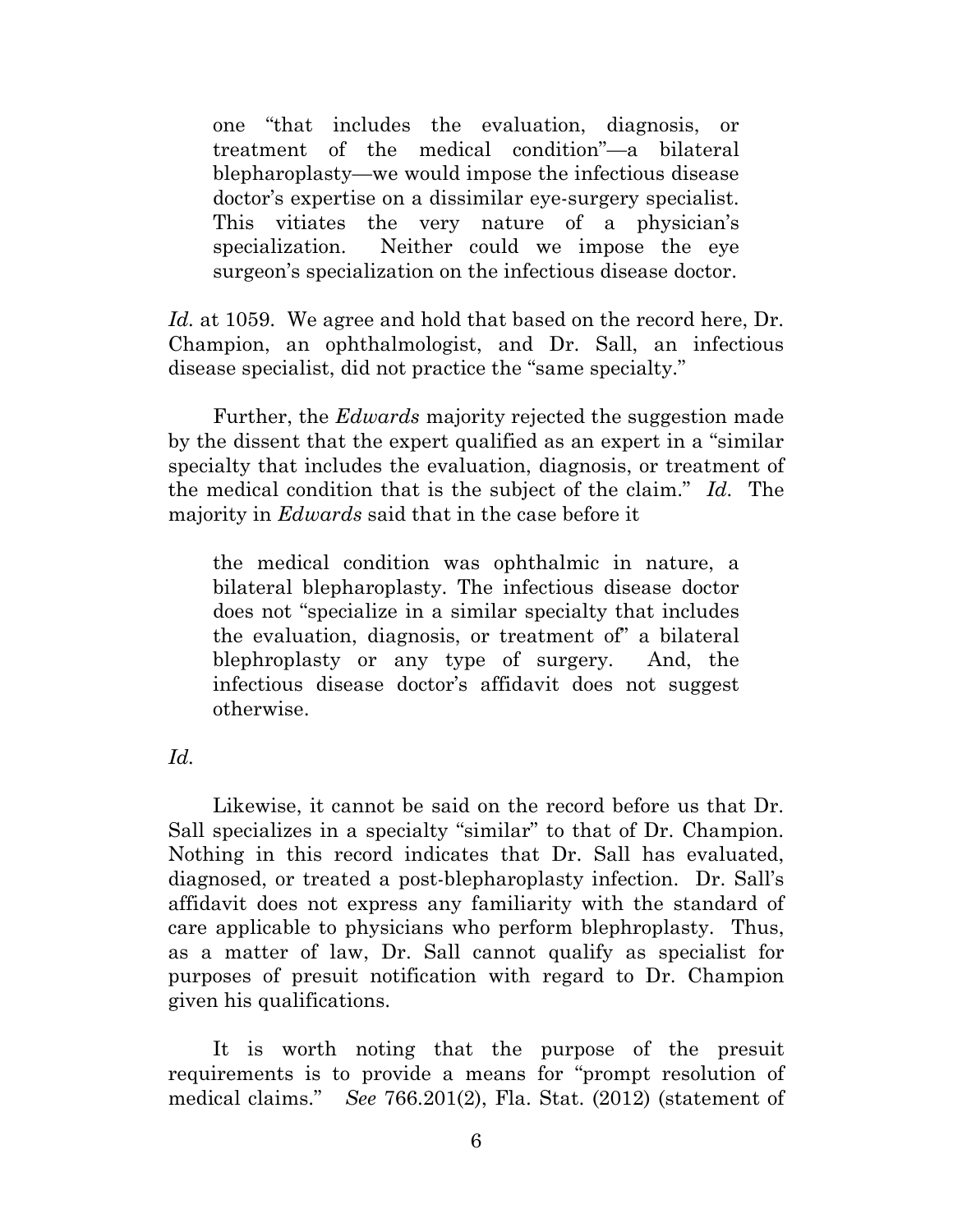> one "that includes the evaluation, diagnosis, or treatment of the medical condition"—a bilateral blepharoplasty—we would impose the infectious disease doctor's expertise on a dissimilar eye-surgery specialist. This vitiates the very nature of a physician's specialization. Neither could we impose the eye surgeon's specialization on the infectious disease doctor.

*Id.* at 1059. We agree and hold that based on the record here, Dr. Champion, an ophthalmologist, and Dr. Sall, an infectious disease specialist, did not practice the "same specialty."

Further, the *Edwards* majority rejected the suggestion made by the dissent that the expert qualified as an expert in a "similar specialty that includes the evaluation, diagnosis, or treatment of the medical condition that is the subject of the claim." *Id.* The majority in *Edwards* said that in the case before it

> the medical condition was ophthalmic in nature, a bilateral blepharoplasty. The infectious disease doctor does not "specialize in a similar specialty that includes the evaluation, diagnosis, or treatment of" a bilateral blephroplasty or any type of surgery. And, the infectious disease doctor's affidavit does not suggest otherwise.

*Id.*

Likewise, it cannot be said on the record before us that Dr. Sall specializes in a specialty "similar" to that of Dr. Champion. Nothing in this record indicates that Dr. Sall has evaluated, diagnosed, or treated a post-blepharoplasty infection. Dr. Sall's affidavit does not express any familiarity with the standard of care applicable to physicians who perform blephroplasty. Thus, as a matter of law, Dr. Sall cannot qualify as specialist for purposes of presuit notification with regard to Dr. Champion given his qualifications.

It is worth noting that the purpose of the presuit requirements is to provide a means for "prompt resolution of medical claims." *See* 766.201(2), Fla. Stat. (2012) (statement of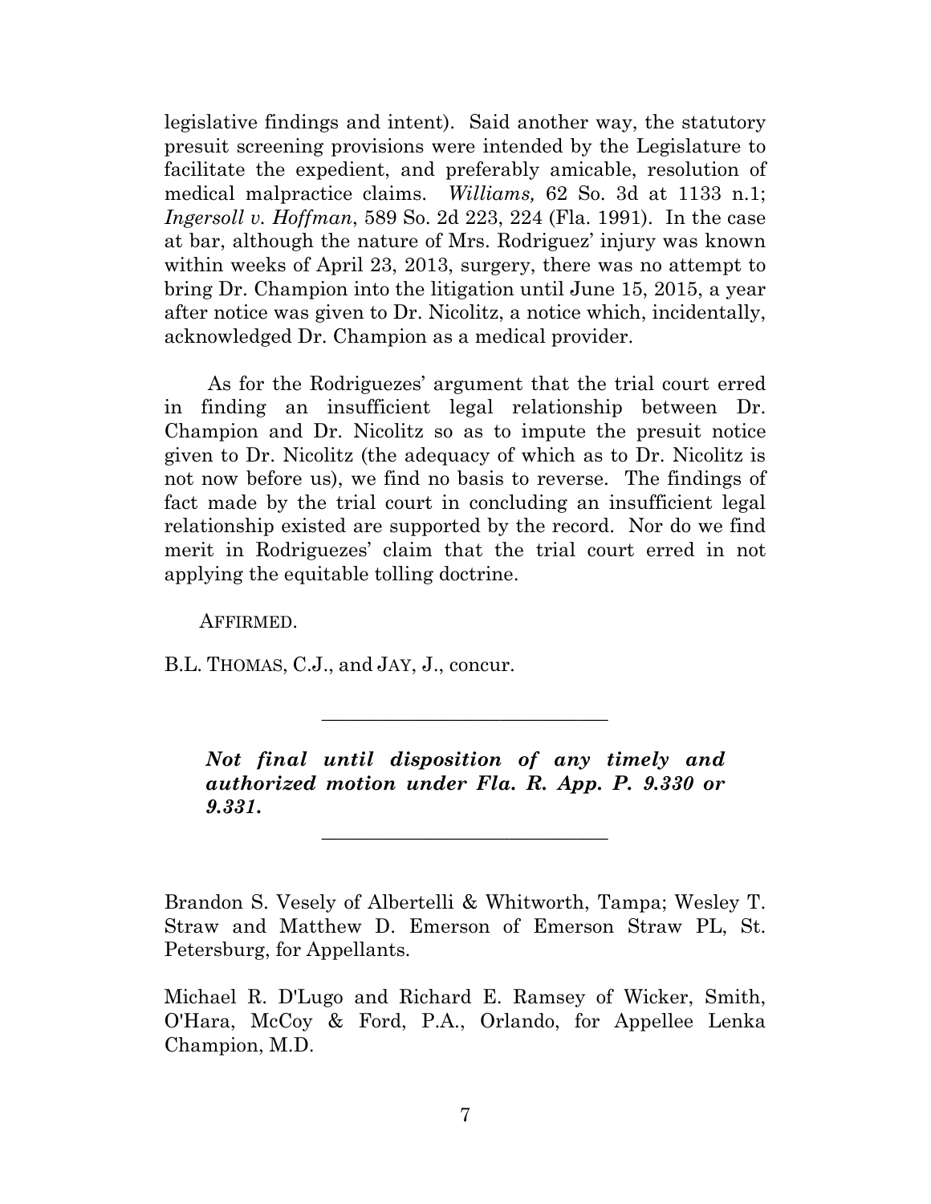legislative findings and intent). Said another way, the statutory presuit screening provisions were intended by the Legislature to facilitate the expedient, and preferably amicable, resolution of medical malpractice claims. *Williams,* 62 So. 3d at 1133 n.1; *Ingersoll v. Hoffman*, 589 So. 2d 223, 224 (Fla. 1991). In the case at bar, although the nature of Mrs. Rodriguez' injury was known within weeks of April 23, 2013, surgery, there was no attempt to bring Dr. Champion into the litigation until June 15, 2015, a year after notice was given to Dr. Nicolitz, a notice which, incidentally, acknowledged Dr. Champion as a medical provider.

As for the Rodriguezes' argument that the trial court erred in finding an insufficient legal relationship between Dr. Champion and Dr. Nicolitz so as to impute the presuit notice given to Dr. Nicolitz (the adequacy of which as to Dr. Nicolitz is not now before us), we find no basis to reverse. The findings of fact made by the trial court in concluding an insufficient legal relationship existed are supported by the record. Nor do we find merit in Rodriguezes' claim that the trial court erred in not applying the equitable tolling doctrine.

AFFIRMED.

B.L. THOMAS, C.J., and JAY, J., concur.

---

***Not final until disposition of any timely and authorized motion under Fla. R. App. P. 9.330 or 9.331.***

---

Brandon S. Vesely of Albertelli & Whitworth, Tampa; Wesley T. Straw and Matthew D. Emerson of Emerson Straw PL, St. Petersburg, for Appellants.

Michael R. D'Lugo and Richard E. Ramsey of Wicker, Smith, O'Hara, McCoy & Ford, P.A., Orlando, for Appellee Lenka Champion, M.D.